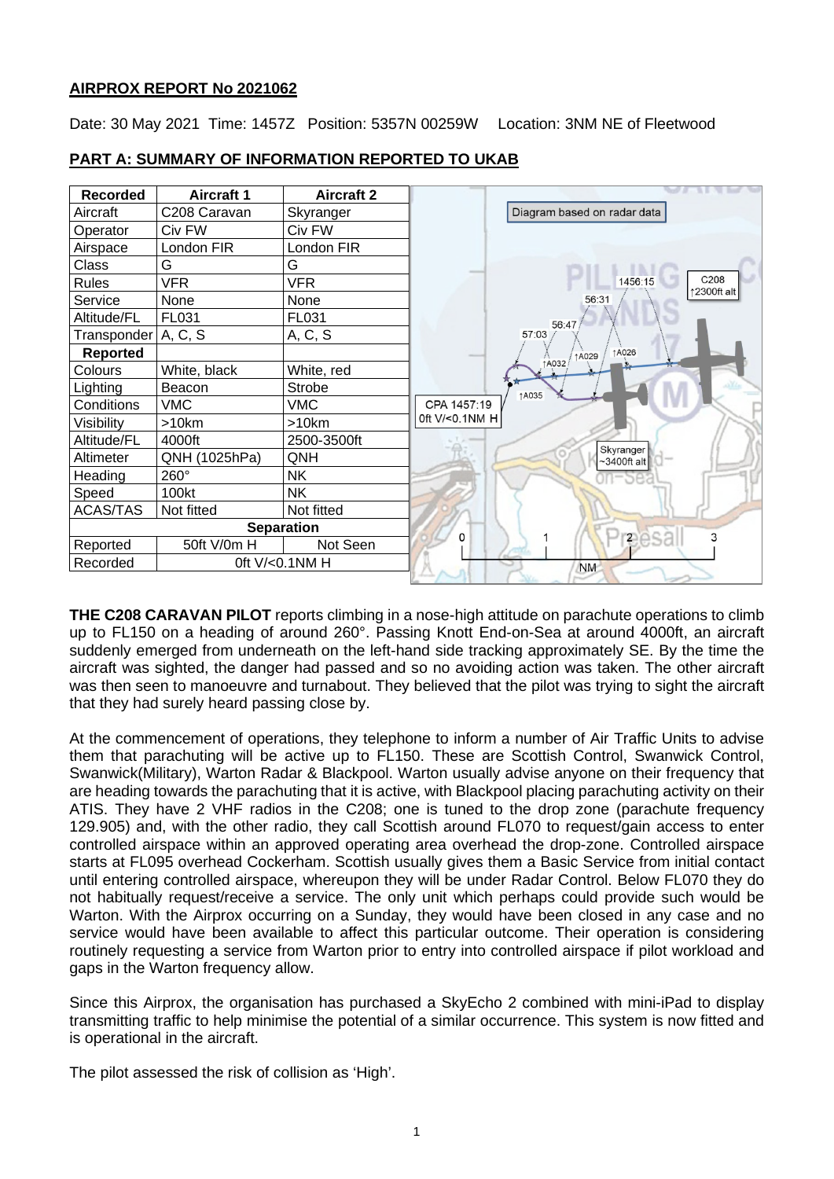**AIRPROX REPORT No 2021062**

Date: 30 May 2021 Time: 1457Z Position: 5357N 00259W Location: 3NM NE of Fleetwood

**PART A: SUMMARY OF INFORMATION REPORTED TO UKAB**

| Recorded | Aircraft 1 | Aircraft 2 |
|---|---|---|
| Aircraft | C208 Caravan | Skyranger |
| Operator | Civ FW | Civ FW |
| Airspace | London FIR | London FIR |
| Class | G | G |
| Rules | VFR | VFR |
| Service | None | None |
| Altitude/FL | FL031 | FL031 |
| Transponder | A, C, S | A, C, S |
| **Reported** | | |
| Colours | White, black | White, red |
| Lighting | Beacon | Strobe |
| Conditions | VMC | VMC |
| Visibility | >10km | >10km |
| Altitude/FL | 4000ft | 2500-3500ft |
| Altimeter | QNH (1025hPa) | QNH |
| Heading | 260° | NK |
| Speed | 100kt | NK |
| ACAS/TAS | Not fitted | Not fitted |
| **Separation** | | |
| Reported | 50ft V/0m H | Not Seen |
| Recorded | 0ft V/<0.1NM H | |

Diagram based on radar data

**THE C208 CARAVAN PILOT** reports climbing in a nose-high attitude on parachute operations to climb up to FL150 on a heading of around 260°. Passing Knott End-on-Sea at around 4000ft, an aircraft suddenly emerged from underneath on the left-hand side tracking approximately SE. By the time the aircraft was sighted, the danger had passed and so no avoiding action was taken. The other aircraft was then seen to manoeuvre and turnabout. They believed that the pilot was trying to sight the aircraft that they had surely heard passing close by.

At the commencement of operations, they telephone to inform a number of Air Traffic Units to advise them that parachuting will be active up to FL150. These are Scottish Control, Swanwick Control, Swanwick(Military), Warton Radar & Blackpool. Warton usually advise anyone on their frequency that are heading towards the parachuting that it is active, with Blackpool placing parachuting activity on their ATIS. They have 2 VHF radios in the C208; one is tuned to the drop zone (parachute frequency 129.905) and, with the other radio, they call Scottish around FL070 to request/gain access to enter controlled airspace within an approved operating area overhead the drop-zone. Controlled airspace starts at FL095 overhead Cockerham. Scottish usually gives them a Basic Service from initial contact until entering controlled airspace, whereupon they will be under Radar Control. Below FL070 they do not habitually request/receive a service. The only unit which perhaps could provide such would be Warton. With the Airprox occurring on a Sunday, they would have been closed in any case and no service would have been available to affect this particular outcome. Their operation is considering routinely requesting a service from Warton prior to entry into controlled airspace if pilot workload and gaps in the Warton frequency allow.

Since this Airprox, the organisation has purchased a SkyEcho 2 combined with mini-iPad to display transmitting traffic to help minimise the potential of a similar occurrence. This system is now fitted and is operational in the aircraft.

The pilot assessed the risk of collision as 'High'.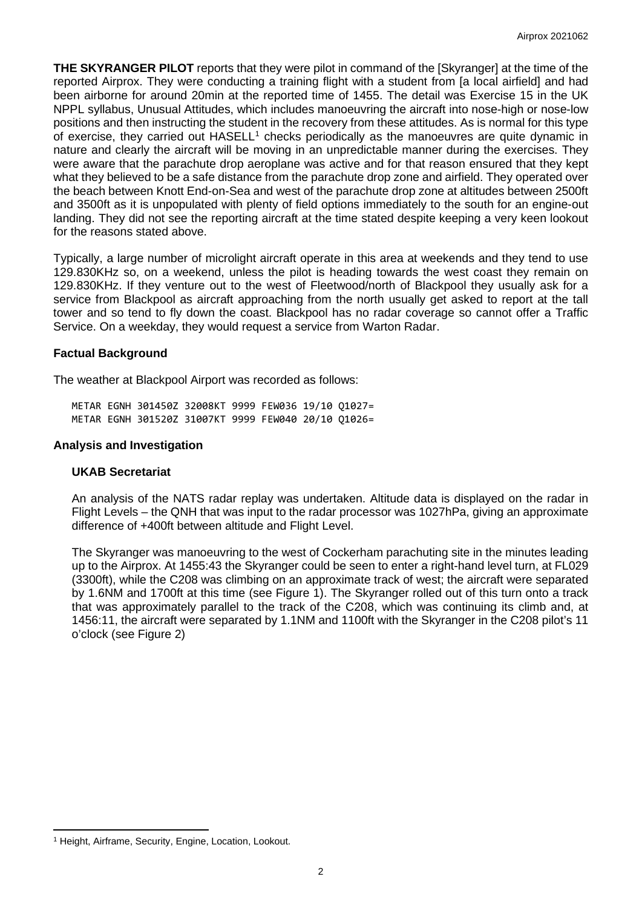**THE SKYRANGER PILOT** reports that they were pilot in command of the [Skyranger] at the time of the reported Airprox. They were conducting a training flight with a student from [a local airfield] and had been airborne for around 20min at the reported time of 1455. The detail was Exercise 15 in the UK NPPL syllabus, Unusual Attitudes, which includes manoeuvring the aircraft into nose-high or nose-low positions and then instructing the student in the recovery from these attitudes. As is normal for this type of exercise, they carried out HASELL[1] checks periodically as the manoeuvres are quite dynamic in nature and clearly the aircraft will be moving in an unpredictable manner during the exercises. They were aware that the parachute drop aeroplane was active and for that reason ensured that they kept what they believed to be a safe distance from the parachute drop zone and airfield. They operated over the beach between Knott End-on-Sea and west of the parachute drop zone at altitudes between 2500ft and 3500ft as it is unpopulated with plenty of field options immediately to the south for an engine-out landing. They did not see the reporting aircraft at the time stated despite keeping a very keen lookout for the reasons stated above.

Typically, a large number of microlight aircraft operate in this area at weekends and they tend to use 129.830KHz so, on a weekend, unless the pilot is heading towards the west coast they remain on 129.830KHz. If they venture out to the west of Fleetwood/north of Blackpool they usually ask for a service from Blackpool as aircraft approaching from the north usually get asked to report at the tall tower and so tend to fly down the coast. Blackpool has no radar coverage so cannot offer a Traffic Service. On a weekday, they would request a service from Warton Radar.

## Factual Background

The weather at Blackpool Airport was recorded as follows:

```
METAR EGNH 301450Z 32008KT 9999 FEW036 19/10 Q1027=
METAR EGNH 301520Z 31007KT 9999 FEW040 20/10 Q1026=
```

## Analysis and Investigation

### UKAB Secretariat

An analysis of the NATS radar replay was undertaken. Altitude data is displayed on the radar in Flight Levels – the QNH that was input to the radar processor was 1027hPa, giving an approximate difference of +400ft between altitude and Flight Level.

The Skyranger was manoeuvring to the west of Cockerham parachuting site in the minutes leading up to the Airprox. At 1455:43 the Skyranger could be seen to enter a right-hand level turn, at FL029 (3300ft), while the C208 was climbing on an approximate track of west; the aircraft were separated by 1.6NM and 1700ft at this time (see Figure 1). The Skyranger rolled out of this turn onto a track that was approximately parallel to the track of the C208, which was continuing its climb and, at 1456:11, the aircraft were separated by 1.1NM and 1100ft with the Skyranger in the C208 pilot's 11 o'clock (see Figure 2)

[1] Height, Airframe, Security, Engine, Location, Lookout.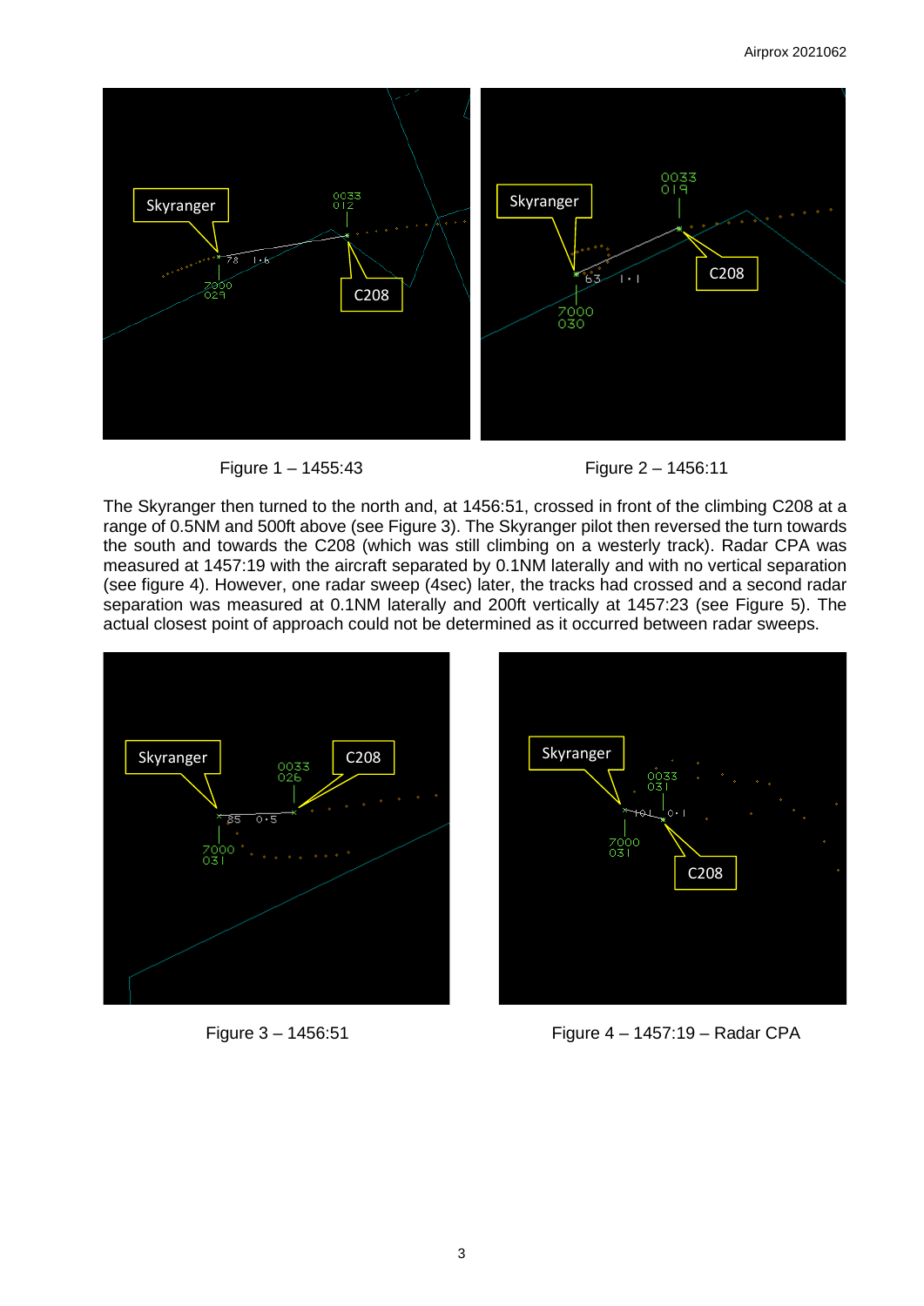Figure 1 – 1455:43

Figure 2 – 1456:11

The Skyranger then turned to the north and, at 1456:51, crossed in front of the climbing C208 at a range of 0.5NM and 500ft above (see Figure 3). The Skyranger pilot then reversed the turn towards the south and towards the C208 (which was still climbing on a westerly track). Radar CPA was measured at 1457:19 with the aircraft separated by 0.1NM laterally and with no vertical separation (see figure 4). However, one radar sweep (4sec) later, the tracks had crossed and a second radar separation was measured at 0.1NM laterally and 200ft vertically at 1457:23 (see Figure 5). The actual closest point of approach could not be determined as it occurred between radar sweeps.

Figure 3 – 1456:51

Figure 4 – 1457:19 – Radar CPA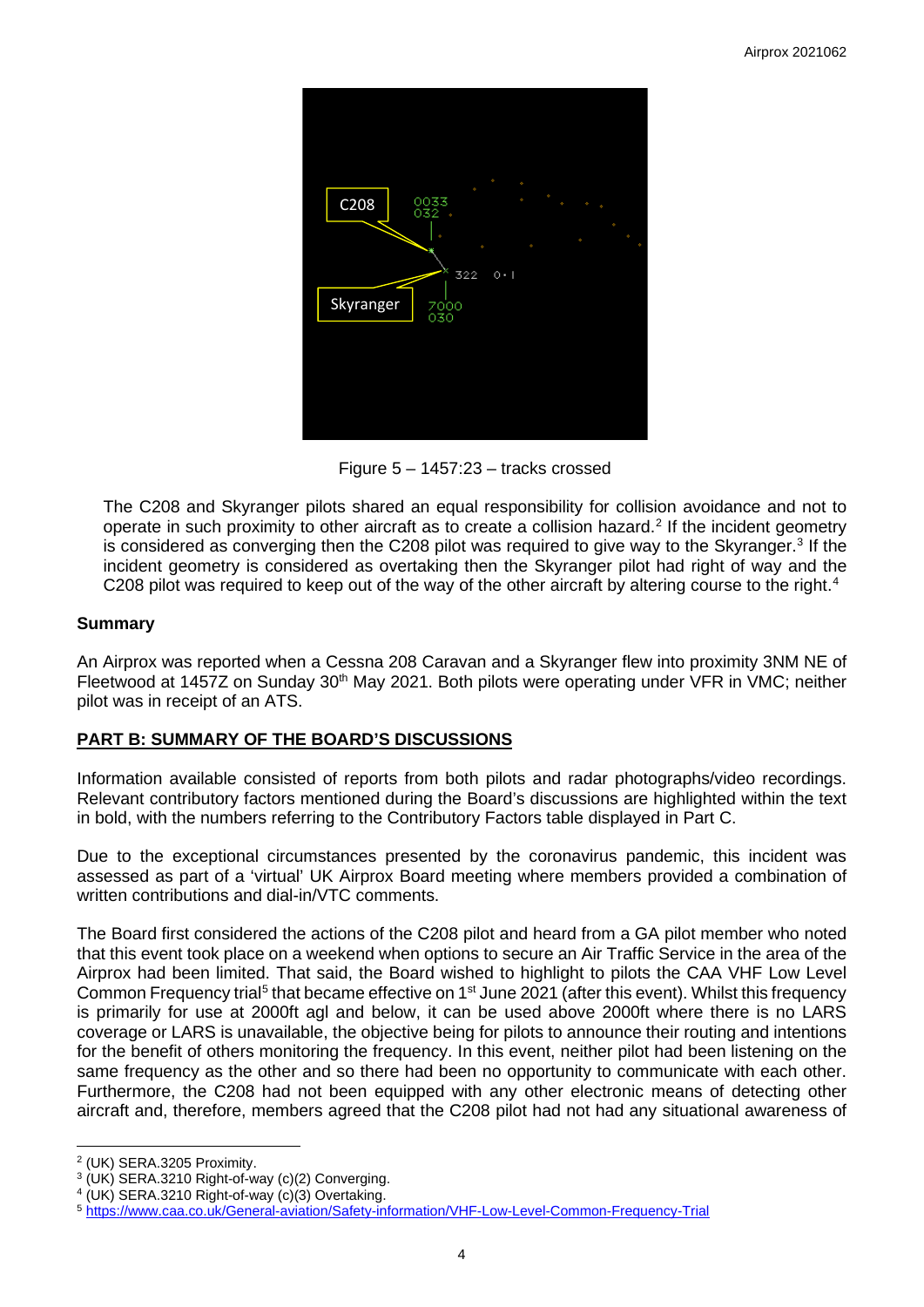Figure 5 – 1457:23 – tracks crossed

The C208 and Skyranger pilots shared an equal responsibility for collision avoidance and not to operate in such proximity to other aircraft as to create a collision hazard.[2] If the incident geometry is considered as converging then the C208 pilot was required to give way to the Skyranger.[3] If the incident geometry is considered as overtaking then the Skyranger pilot had right of way and the C208 pilot was required to keep out of the way of the other aircraft by altering course to the right.[4]

## Summary

An Airprox was reported when a Cessna 208 Caravan and a Skyranger flew into proximity 3NM NE of Fleetwood at 1457Z on Sunday 30th May 2021. Both pilots were operating under VFR in VMC; neither pilot was in receipt of an ATS.

## PART B: SUMMARY OF THE BOARD'S DISCUSSIONS

Information available consisted of reports from both pilots and radar photographs/video recordings. Relevant contributory factors mentioned during the Board's discussions are highlighted within the text in bold, with the numbers referring to the Contributory Factors table displayed in Part C.

Due to the exceptional circumstances presented by the coronavirus pandemic, this incident was assessed as part of a 'virtual' UK Airprox Board meeting where members provided a combination of written contributions and dial-in/VTC comments.

The Board first considered the actions of the C208 pilot and heard from a GA pilot member who noted that this event took place on a weekend when options to secure an Air Traffic Service in the area of the Airprox had been limited. That said, the Board wished to highlight to pilots the CAA VHF Low Level Common Frequency trial[5] that became effective on 1st June 2021 (after this event). Whilst this frequency is primarily for use at 2000ft agl and below, it can be used above 2000ft where there is no LARS coverage or LARS is unavailable, the objective being for pilots to announce their routing and intentions for the benefit of others monitoring the frequency. In this event, neither pilot had been listening on the same frequency as the other and so there had been no opportunity to communicate with each other. Furthermore, the C208 had not been equipped with any other electronic means of detecting other aircraft and, therefore, members agreed that the C208 pilot had not had any situational awareness of

---

[2] (UK) SERA.3205 Proximity.

[3] (UK) SERA.3210 Right-of-way (c)(2) Converging.

[4] (UK) SERA.3210 Right-of-way (c)(3) Overtaking.

[5] https://www.caa.co.uk/General-aviation/Safety-information/VHF-Low-Level-Common-Frequency-Trial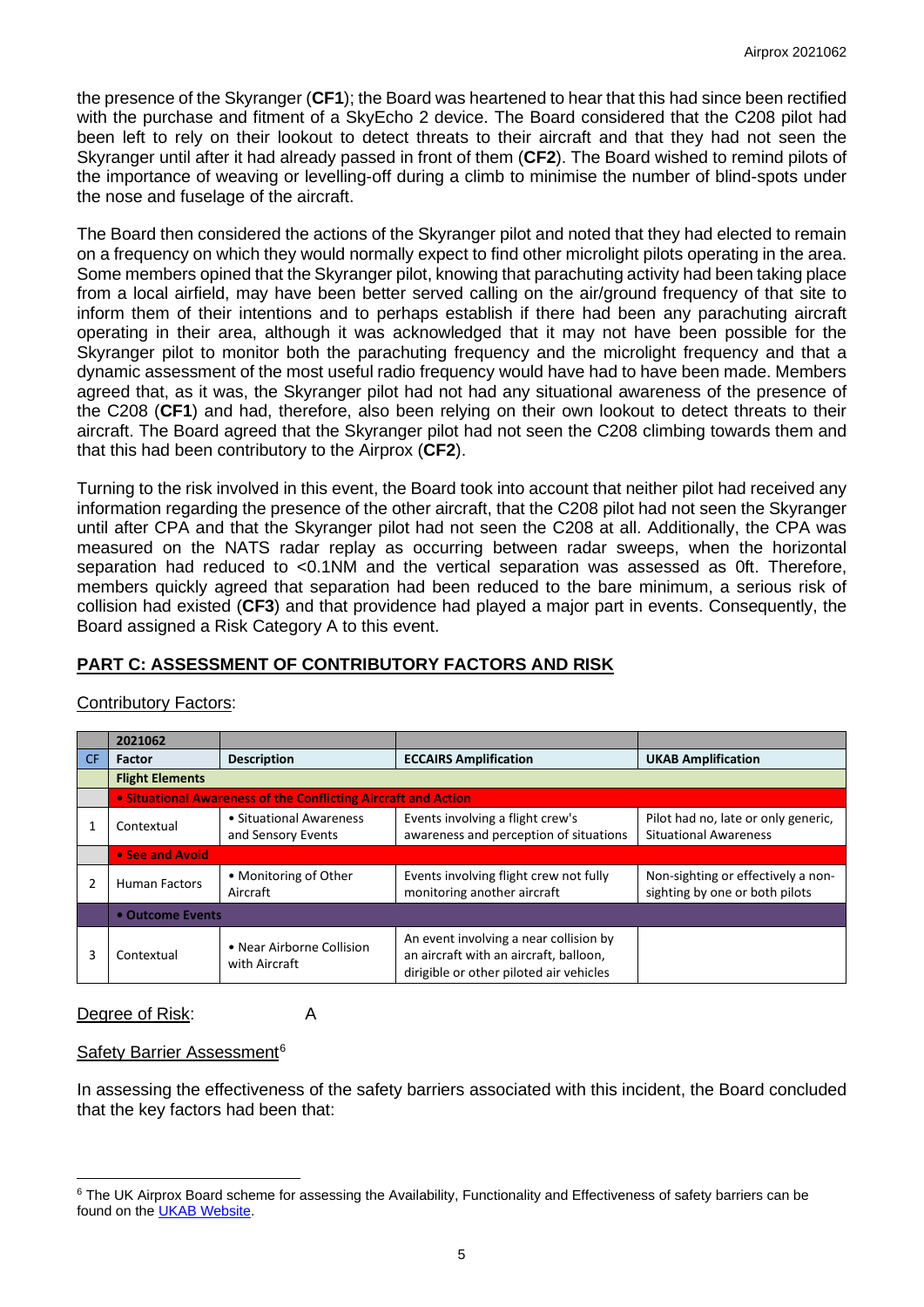the presence of the Skyranger (**CF1**); the Board was heartened to hear that this had since been rectified with the purchase and fitment of a SkyEcho 2 device. The Board considered that the C208 pilot had been left to rely on their lookout to detect threats to their aircraft and that they had not seen the Skyranger until after it had already passed in front of them (**CF2**). The Board wished to remind pilots of the importance of weaving or levelling-off during a climb to minimise the number of blind-spots under the nose and fuselage of the aircraft.

The Board then considered the actions of the Skyranger pilot and noted that they had elected to remain on a frequency on which they would normally expect to find other microlight pilots operating in the area. Some members opined that the Skyranger pilot, knowing that parachuting activity had been taking place from a local airfield, may have been better served calling on the air/ground frequency of that site to inform them of their intentions and to perhaps establish if there had been any parachuting aircraft operating in their area, although it was acknowledged that it may not have been possible for the Skyranger pilot to monitor both the parachuting frequency and the microlight frequency and that a dynamic assessment of the most useful radio frequency would have had to have been made. Members agreed that, as it was, the Skyranger pilot had not had any situational awareness of the presence of the C208 (**CF1**) and had, therefore, also been relying on their own lookout to detect threats to their aircraft. The Board agreed that the Skyranger pilot had not seen the C208 climbing towards them and that this had been contributory to the Airprox (**CF2**).

Turning to the risk involved in this event, the Board took into account that neither pilot had received any information regarding the presence of the other aircraft, that the C208 pilot had not seen the Skyranger until after CPA and that the Skyranger pilot had not seen the C208 at all. Additionally, the CPA was measured on the NATS radar replay as occurring between radar sweeps, when the horizontal separation had reduced to <0.1NM and the vertical separation was assessed as 0ft. Therefore, members quickly agreed that separation had been reduced to the bare minimum, a serious risk of collision had existed (**CF3**) and that providence had played a major part in events. Consequently, the Board assigned a Risk Category A to this event.

## PART C: ASSESSMENT OF CONTRIBUTORY FACTORS AND RISK

Contributory Factors:

| | 2021062 | | | |
|---|---|---|---|---|
| CF | Factor | Description | ECCAIRS Amplification | UKAB Amplification |
| | **Flight Elements** | | | |
| | **• Situational Awareness of the Conflicting Aircraft and Action** | | | |
| 1 | Contextual | • Situational Awareness and Sensory Events | Events involving a flight crew's awareness and perception of situations | Pilot had no, late or only generic, Situational Awareness |
| | **• See and Avoid** | | | |
| 2 | Human Factors | • Monitoring of Other Aircraft | Events involving flight crew not fully monitoring another aircraft | Non-sighting or effectively a non-sighting by one or both pilots |
| | **• Outcome Events** | | | |
| 3 | Contextual | • Near Airborne Collision with Aircraft | An event involving a near collision by an aircraft with an aircraft, balloon, dirigible or other piloted air vehicles | |

Degree of Risk: A

Safety Barrier Assessment[6]

In assessing the effectiveness of the safety barriers associated with this incident, the Board concluded that the key factors had been that:

[6] The UK Airprox Board scheme for assessing the Availability, Functionality and Effectiveness of safety barriers can be found on the UKAB Website.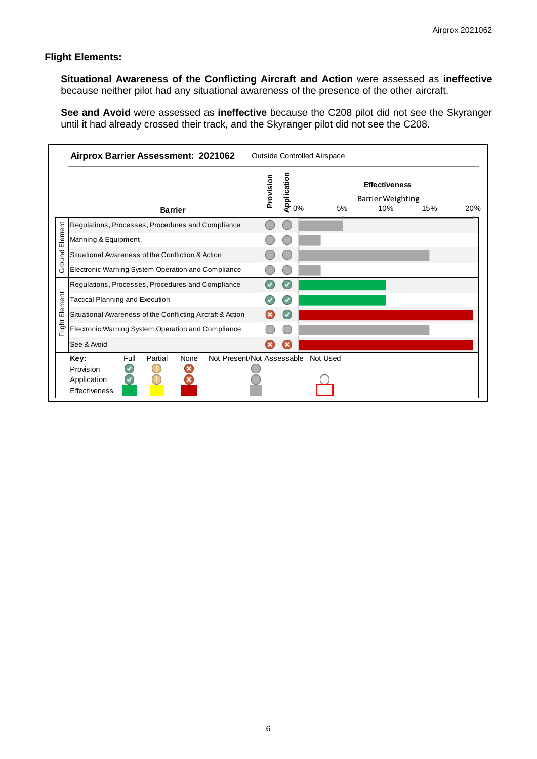**Flight Elements:**

**Situational Awareness of the Conflicting Aircraft and Action** were assessed as **ineffective** because neither pilot had any situational awareness of the presence of the other aircraft.

**See and Avoid** were assessed as **ineffective** because the C208 pilot did not see the Skyranger until it had already crossed their track, and the Skyranger pilot did not see the C208.

**Airprox Barrier Assessment: 2021062** Outside Controlled Airspace

Barrier
Provision
Application
Effectiveness
Barrier Weighting
0%
5%
10%
15%
20%

Ground Element
Regulations, Processes, Procedures and Compliance
Manning & Equipment
Situational Awareness of the Confliction & Action
Electronic Warning System Operation and Compliance

Flight Element
Regulations, Processes, Procedures and Compliance
Tactical Planning and Execution
Situational Awareness of the Conflicting Aircraft & Action
Electronic Warning System Operation and Compliance
See & Avoid

Key: Full Partial None Not Present/Not Assessable Not Used
Provision
Application
Effectiveness